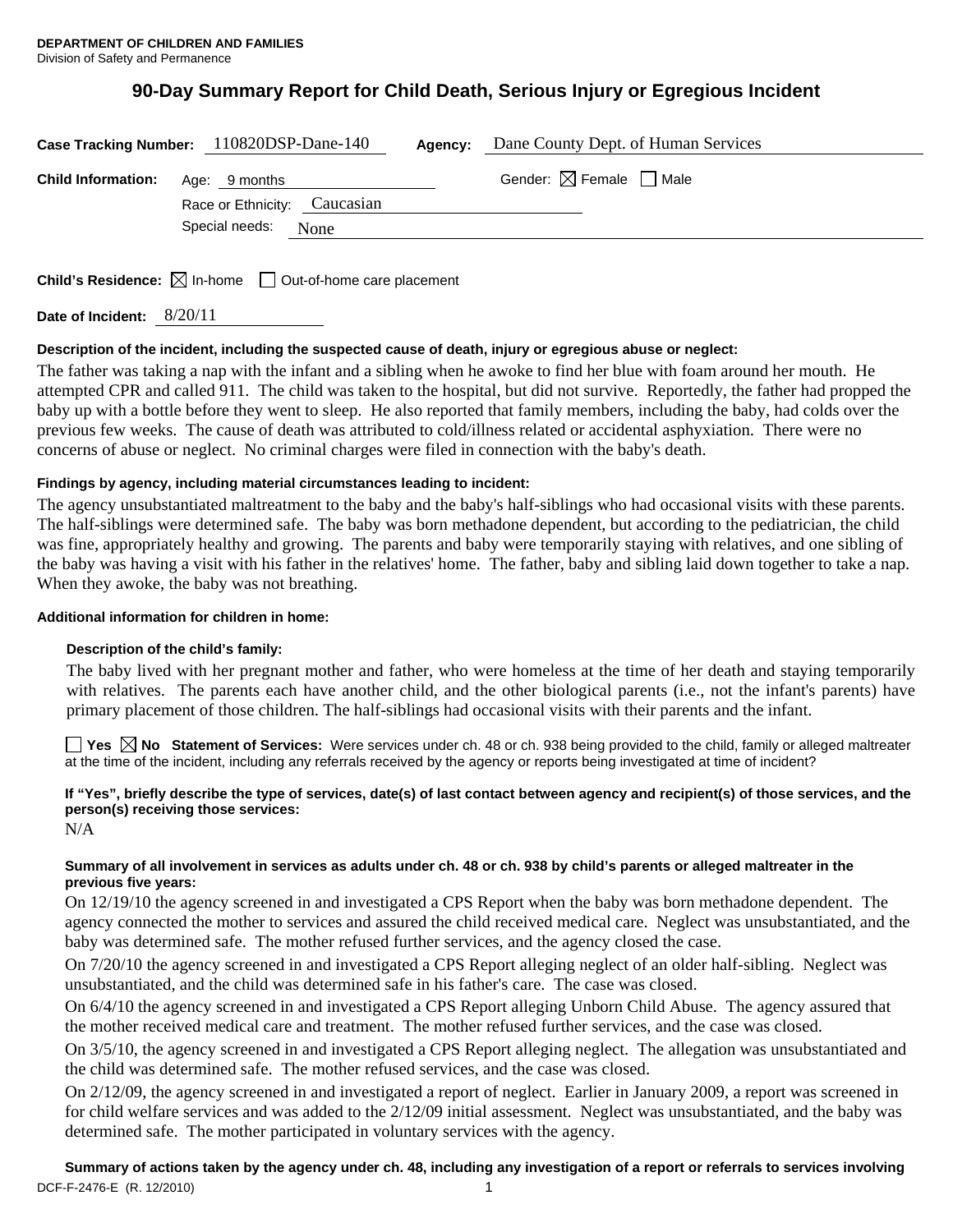**DEPARTMENT OF CHILDREN AND FAMILIES**
Division of Safety and Permanence

# 90-Day Summary Report for Child Death, Serious Injury or Egregious Incident

**Case Tracking Number:** 110820DSP-Dane-140 **Agency:** Dane County Dept. of Human Services

**Child Information:** Age: 9 months Gender: ☒ Female ☐ Male

Race or Ethnicity: Caucasian

Special needs: None

**Child's Residence:** ☒ In-home ☐ Out-of-home care placement

**Date of Incident:** 8/20/11

**Description of the incident, including the suspected cause of death, injury or egregious abuse or neglect:**

The father was taking a nap with the infant and a sibling when he awoke to find her blue with foam around her mouth. He attempted CPR and called 911. The child was taken to the hospital, but did not survive. Reportedly, the father had propped the baby up with a bottle before they went to sleep. He also reported that family members, including the baby, had colds over the previous few weeks. The cause of death was attributed to cold/illness related or accidental asphyxiation. There were no concerns of abuse or neglect. No criminal charges were filed in connection with the baby's death.

**Findings by agency, including material circumstances leading to incident:**

The agency unsubstantiated maltreatment to the baby and the baby's half-siblings who had occasional visits with these parents. The half-siblings were determined safe. The baby was born methadone dependent, but according to the pediatrician, the child was fine, appropriately healthy and growing. The parents and baby were temporarily staying with relatives, and one sibling of the baby was having a visit with his father in the relatives' home. The father, baby and sibling laid down together to take a nap. When they awoke, the baby was not breathing.

**Additional information for children in home:**

**Description of the child's family:**

The baby lived with her pregnant mother and father, who were homeless at the time of her death and staying temporarily with relatives. The parents each have another child, and the other biological parents (i.e., not the infant's parents) have primary placement of those children. The half-siblings had occasional visits with their parents and the infant.

☐ **Yes** ☒ **No** **Statement of Services:** Were services under ch. 48 or ch. 938 being provided to the child, family or alleged maltreater at the time of the incident, including any referrals received by the agency or reports being investigated at time of incident?

**If "Yes", briefly describe the type of services, date(s) of last contact between agency and recipient(s) of those services, and the person(s) receiving those services:**

N/A

**Summary of all involvement in services as adults under ch. 48 or ch. 938 by child's parents or alleged maltreater in the previous five years:**

On 12/19/10 the agency screened in and investigated a CPS Report when the baby was born methadone dependent. The agency connected the mother to services and assured the child received medical care. Neglect was unsubstantiated, and the baby was determined safe. The mother refused further services, and the agency closed the case.

On 7/20/10 the agency screened in and investigated a CPS Report alleging neglect of an older half-sibling. Neglect was unsubstantiated, and the child was determined safe in his father's care. The case was closed.

On 6/4/10 the agency screened in and investigated a CPS Report alleging Unborn Child Abuse. The agency assured that the mother received medical care and treatment. The mother refused further services, and the case was closed.

On 3/5/10, the agency screened in and investigated a CPS Report alleging neglect. The allegation was unsubstantiated and the child was determined safe. The mother refused services, and the case was closed.

On 2/12/09, the agency screened in and investigated a report of neglect. Earlier in January 2009, a report was screened in for child welfare services and was added to the 2/12/09 initial assessment. Neglect was unsubstantiated, and the baby was determined safe. The mother participated in voluntary services with the agency.

**Summary of actions taken by the agency under ch. 48, including any investigation of a report or referrals to services involving**

DCF-F-2476-E (R. 12/2010)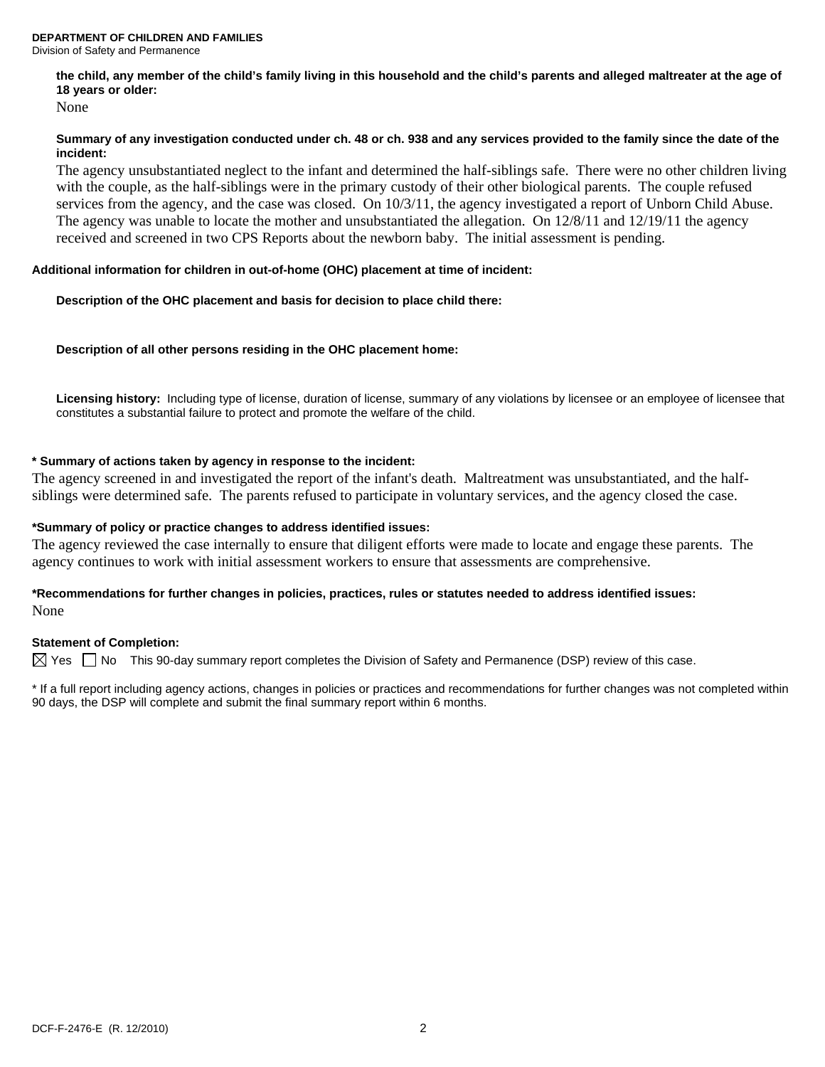**DEPARTMENT OF CHILDREN AND FAMILIES**
Division of Safety and Permanence

**the child, any member of the child's family living in this household and the child's parents and alleged maltreater at the age of 18 years or older:**

None

**Summary of any investigation conducted under ch. 48 or ch. 938 and any services provided to the family since the date of the incident:**

The agency unsubstantiated neglect to the infant and determined the half-siblings safe. There were no other children living with the couple, as the half-siblings were in the primary custody of their other biological parents. The couple refused services from the agency, and the case was closed. On 10/3/11, the agency investigated a report of Unborn Child Abuse. The agency was unable to locate the mother and unsubstantiated the allegation. On 12/8/11 and 12/19/11 the agency received and screened in two CPS Reports about the newborn baby. The initial assessment is pending.

**Additional information for children in out-of-home (OHC) placement at time of incident:**

**Description of the OHC placement and basis for decision to place child there:**

**Description of all other persons residing in the OHC placement home:**

**Licensing history:** Including type of license, duration of license, summary of any violations by licensee or an employee of licensee that constitutes a substantial failure to protect and promote the welfare of the child.

**\* Summary of actions taken by agency in response to the incident:**

The agency screened in and investigated the report of the infant's death. Maltreatment was unsubstantiated, and the half-siblings were determined safe. The parents refused to participate in voluntary services, and the agency closed the case.

**\*Summary of policy or practice changes to address identified issues:**

The agency reviewed the case internally to ensure that diligent efforts were made to locate and engage these parents. The agency continues to work with initial assessment workers to ensure that assessments are comprehensive.

**\*Recommendations for further changes in policies, practices, rules or statutes needed to address identified issues:**

None

**Statement of Completion:**

☒ Yes ☐ No This 90-day summary report completes the Division of Safety and Permanence (DSP) review of this case.

\* If a full report including agency actions, changes in policies or practices and recommendations for further changes was not completed within 90 days, the DSP will complete and submit the final summary report within 6 months.

DCF-F-2476-E (R. 12/2010)